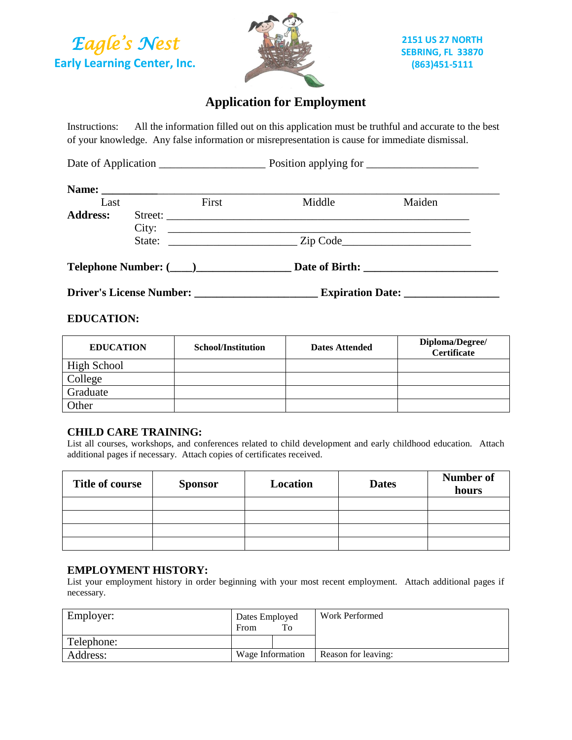**Eagle's Nest**
**Early Learning Center, Inc.**

2151 US 27 NORTH
SEBRING, FL 33870
(863)451-5111

# Application for Employment

Instructions: All the information filled out on this application must be truthful and accurate to the best of your knowledge. Any false information or misrepresentation is cause for immediate dismissal.

Date of Application ___________________ Position applying for ____________________

**Name:** ___________________________________________________________________

Last First Middle Maiden

**Address:** Street: ______________________________________________________

City: ______________________________________________________

State: ______________________ Zip Code______________________

**Telephone Number: (____)________________ Date of Birth: _______________________**

**Driver's License Number: ____________________ Expiration Date: ________________**

## EDUCATION:

| EDUCATION | School/Institution | Dates Attended | Diploma/Degree/ Certificate |
|---|---|---|---|
| High School | | | |
| College | | | |
| Graduate | | | |
| Other | | | |

## CHILD CARE TRAINING:

List all courses, workshops, and conferences related to child development and early childhood education. Attach additional pages if necessary. Attach copies of certificates received.

| Title of course | Sponsor | Location | Dates | Number of hours |
|---|---|---|---|---|
| | | | | |
| | | | | |
| | | | | |
| | | | | |

## EMPLOYMENT HISTORY:

List your employment history in order beginning with your most recent employment. Attach additional pages if necessary.

| Employer: | Dates Employed From | To | Work Performed |
|---|---|---|---|
| Telephone: | | | |
| Address: | Wage Information | | Reason for leaving: |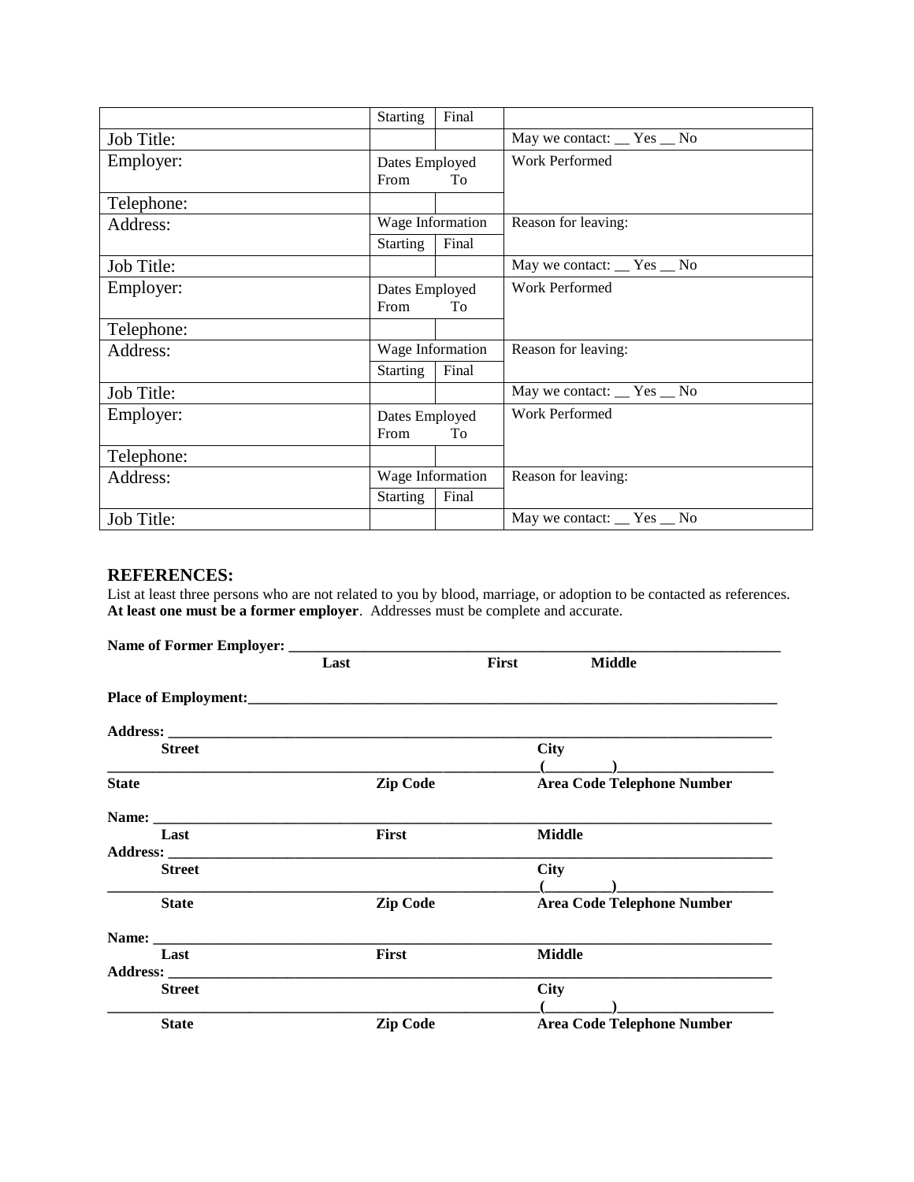| | Starting | Final | |
|---|---|---|---|
| Job Title: | | | May we contact: __ Yes __ No |
| Employer: | Dates Employed From | To | Work Performed |
| Telephone: | | | |
| Address: | Wage Information | | Reason for leaving: |
| | Starting | Final | |
| Job Title: | | | May we contact: __ Yes __ No |
| Employer: | Dates Employed From | To | Work Performed |
| Telephone: | | | |
| Address: | Wage Information | | Reason for leaving: |
| | Starting | Final | |
| Job Title: | | | May we contact: __ Yes __ No |
| Employer: | Dates Employed From | To | Work Performed |
| Telephone: | | | |
| Address: | Wage Information | | Reason for leaving: |
| | Starting | Final | |
| Job Title: | | | May we contact: __ Yes __ No |

## REFERENCES:

List at least three persons who are not related to you by blood, marriage, or adoption to be contacted as references. **At least one must be a former employer**. Addresses must be complete and accurate.

**Name of Former Employer: ______________________________________________________________**
**Last First Middle**

**Place of Employment:_________________________________________________________________**

**Address: ________________________________________________________________________**
**Street City**
**_______________________________________________________(_________)____________________**
**State Zip Code Area Code Telephone Number**

**Name: __________________________________________________________________________**
**Last First Middle**
**Address: ________________________________________________________________________**
**Street City**
**_______________________________________________________(_________)____________________**
**State Zip Code Area Code Telephone Number**

**Name: __________________________________________________________________________**
**Last First Middle**
**Address: ________________________________________________________________________**
**Street City**
**_______________________________________________________(_________)____________________**
**State Zip Code Area Code Telephone Number**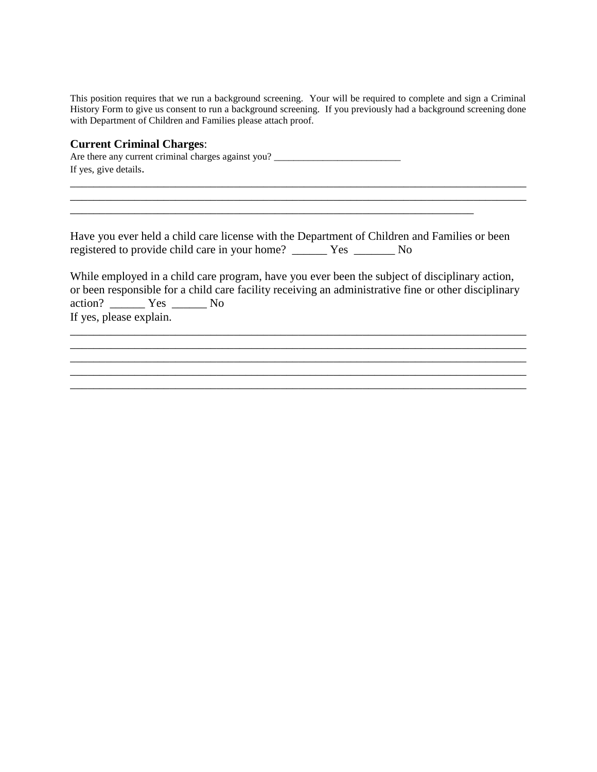This position requires that we run a background screening. Your will be required to complete and sign a Criminal History Form to give us consent to run a background screening. If you previously had a background screening done with Department of Children and Families please attach proof.

**Current Criminal Charges**:

Are there any current criminal charges against you? ___________________________

If yes, give details.

_____________________________________________________________________________
_____________________________________________________________________________
_____________________________________________________________________________

Have you ever held a child care license with the Department of Children and Families or been registered to provide child care in your home? ______ Yes _______ No

While employed in a child care program, have you ever been the subject of disciplinary action, or been responsible for a child care facility receiving an administrative fine or other disciplinary action? ______ Yes ______ No

If yes, please explain.

_____________________________________________________________________________
_____________________________________________________________________________
_____________________________________________________________________________
_____________________________________________________________________________
_____________________________________________________________________________